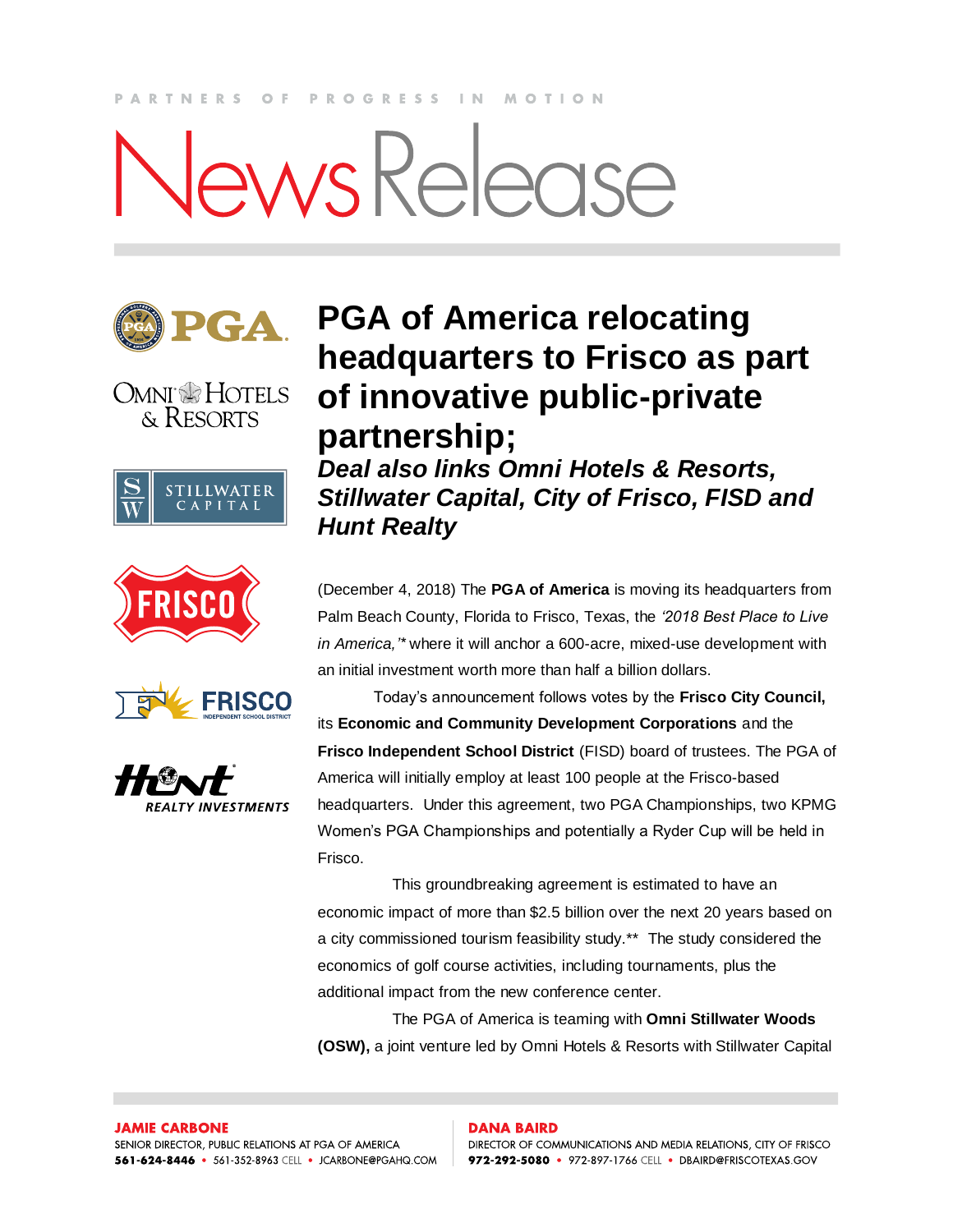PARTNERS OF PROGRESS IN MOTION

# News Release

# PGA of America relocating headquarters to Frisco as part of innovative public-private partnership;

## *Deal also links Omni Hotels & Resorts, Stillwater Capital, City of Frisco, FISD and Hunt Realty*

(December 4, 2018) The **PGA of America** is moving its headquarters from Palm Beach County, Florida to Frisco, Texas, the *'2018 Best Place to Live in America,'\** where it will anchor a 600-acre, mixed-use development with an initial investment worth more than half a billion dollars.

Today's announcement follows votes by the **Frisco City Council,** its **Economic and Community Development Corporations** and the **Frisco Independent School District** (FISD) board of trustees. The PGA of America will initially employ at least 100 people at the Frisco-based headquarters. Under this agreement, two PGA Championships, two KPMG Women's PGA Championships and potentially a Ryder Cup will be held in Frisco.

This groundbreaking agreement is estimated to have an economic impact of more than $2.5 billion over the next 20 years based on a city commissioned tourism feasibility study.\*\* The study considered the economics of golf course activities, including tournaments, plus the additional impact from the new conference center.

The PGA of America is teaming with **Omni Stillwater Woods (OSW),** a joint venture led by Omni Hotels & Resorts with Stillwater Capital

**JAMIE CARBONE**
SENIOR DIRECTOR, PUBLIC RELATIONS AT PGA OF AMERICA
**561-624-8446** • 561-352-8963 CELL • JCARBONE@PGAHQ.COM

**DANA BAIRD**
DIRECTOR OF COMMUNICATIONS AND MEDIA RELATIONS, CITY OF FRISCO
**972-292-5080** • 972-897-1766 CELL • DBAIRD@FRISCOTEXAS.GOV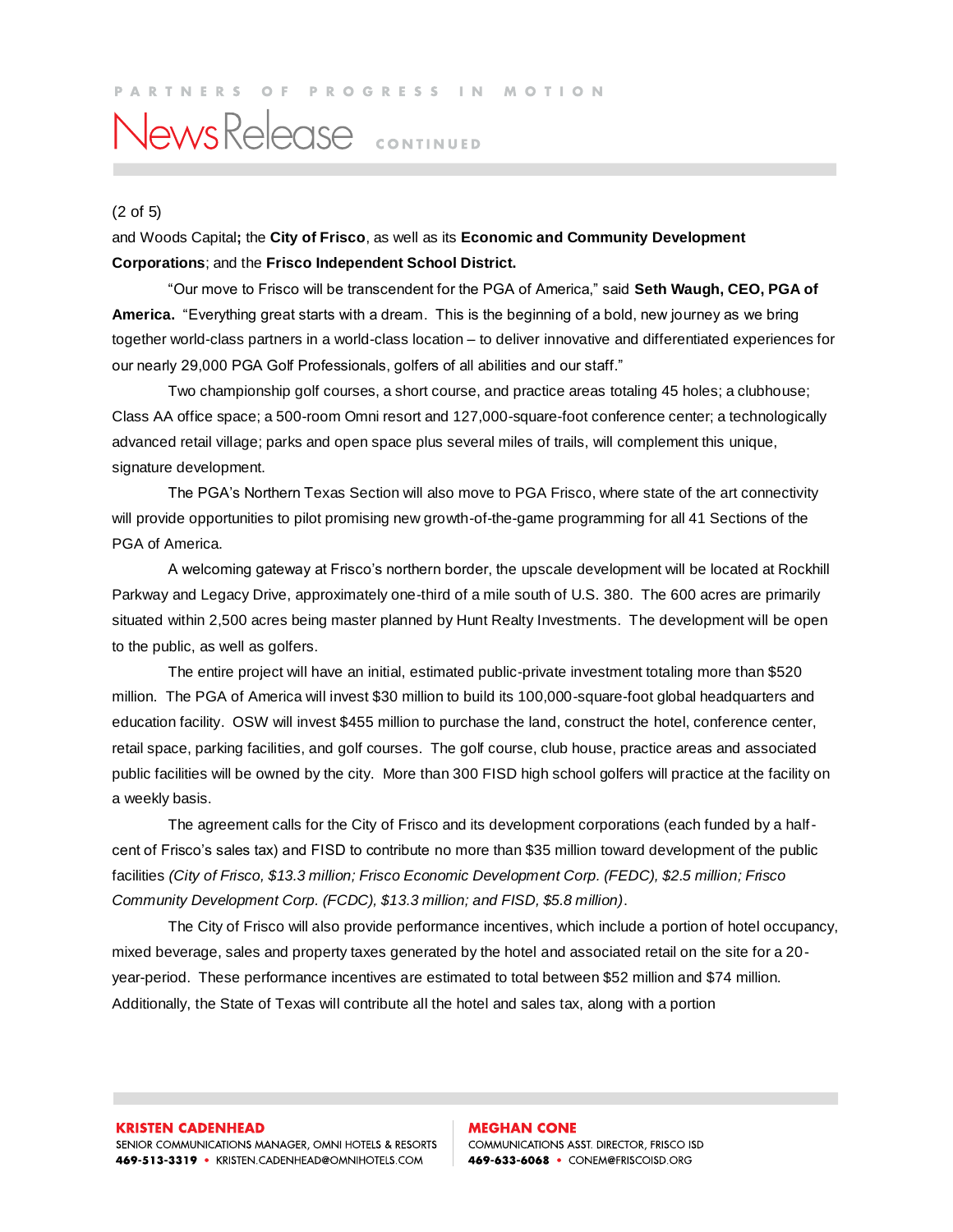and Woods Capital**;** the **City of Frisco**, as well as its **Economic and Community Development Corporations**; and the **Frisco Independent School District.**

"Our move to Frisco will be transcendent for the PGA of America," said **Seth Waugh, CEO, PGA of America.** "Everything great starts with a dream. This is the beginning of a bold, new journey as we bring together world-class partners in a world-class location – to deliver innovative and differentiated experiences for our nearly 29,000 PGA Golf Professionals, golfers of all abilities and our staff."

Two championship golf courses, a short course, and practice areas totaling 45 holes; a clubhouse; Class AA office space; a 500-room Omni resort and 127,000-square-foot conference center; a technologically advanced retail village; parks and open space plus several miles of trails, will complement this unique, signature development.

The PGA's Northern Texas Section will also move to PGA Frisco, where state of the art connectivity will provide opportunities to pilot promising new growth-of-the-game programming for all 41 Sections of the PGA of America.

A welcoming gateway at Frisco's northern border, the upscale development will be located at Rockhill Parkway and Legacy Drive, approximately one-third of a mile south of U.S. 380. The 600 acres are primarily situated within 2,500 acres being master planned by Hunt Realty Investments. The development will be open to the public, as well as golfers.

The entire project will have an initial, estimated public-private investment totaling more than $520 million. The PGA of America will invest $30 million to build its 100,000-square-foot global headquarters and education facility. OSW will invest $455 million to purchase the land, construct the hotel, conference center, retail space, parking facilities, and golf courses. The golf course, club house, practice areas and associated public facilities will be owned by the city. More than 300 FISD high school golfers will practice at the facility on a weekly basis.

The agreement calls for the City of Frisco and its development corporations (each funded by a half-cent of Frisco's sales tax) and FISD to contribute no more than $35 million toward development of the public facilities *(City of Frisco, $13.3 million; Frisco Economic Development Corp. (FEDC), $2.5 million; Frisco Community Development Corp. (FCDC), $13.3 million; and FISD, $5.8 million)*.

The City of Frisco will also provide performance incentives, which include a portion of hotel occupancy, mixed beverage, sales and property taxes generated by the hotel and associated retail on the site for a 20-year-period. These performance incentives are estimated to total between $52 million and $74 million. Additionally, the State of Texas will contribute all the hotel and sales tax, along with a portion

**KRISTEN CADENHEAD**
SENIOR COMMUNICATIONS MANAGER, OMNI HOTELS & RESORTS
**469-513-3319** • KRISTEN.CADENHEAD@OMNIHOTELS.COM

**MEGHAN CONE**
COMMUNICATIONS ASST. DIRECTOR, FRISCO ISD
**469-633-6068** • CONEM@FRISCOISD.ORG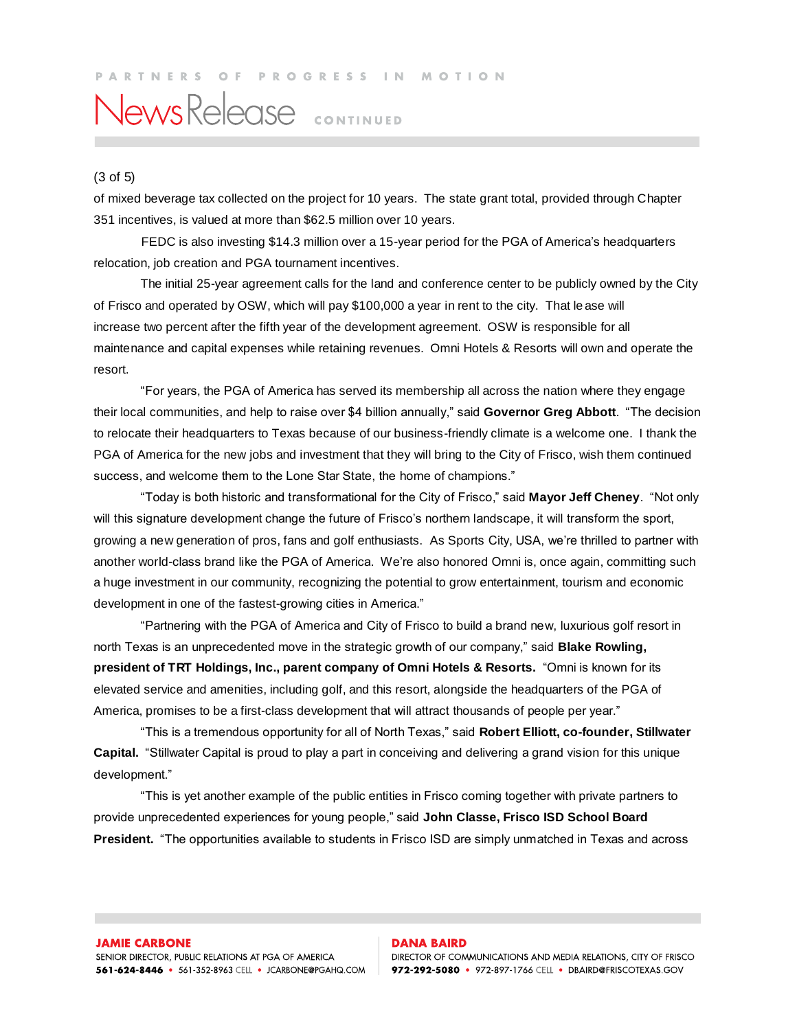of mixed beverage tax collected on the project for 10 years. The state grant total, provided through Chapter 351 incentives, is valued at more than $62.5 million over 10 years.

FEDC is also investing $14.3 million over a 15-year period for the PGA of America's headquarters relocation, job creation and PGA tournament incentives.

The initial 25-year agreement calls for the land and conference center to be publicly owned by the City of Frisco and operated by OSW, which will pay $100,000 a year in rent to the city. That lease will increase two percent after the fifth year of the development agreement. OSW is responsible for all maintenance and capital expenses while retaining revenues. Omni Hotels & Resorts will own and operate the resort.

"For years, the PGA of America has served its membership all across the nation where they engage their local communities, and help to raise over $4 billion annually," said **Governor Greg Abbott**. "The decision to relocate their headquarters to Texas because of our business-friendly climate is a welcome one. I thank the PGA of America for the new jobs and investment that they will bring to the City of Frisco, wish them continued success, and welcome them to the Lone Star State, the home of champions."

"Today is both historic and transformational for the City of Frisco," said **Mayor Jeff Cheney**. "Not only will this signature development change the future of Frisco's northern landscape, it will transform the sport, growing a new generation of pros, fans and golf enthusiasts. As Sports City, USA, we're thrilled to partner with another world-class brand like the PGA of America. We're also honored Omni is, once again, committing such a huge investment in our community, recognizing the potential to grow entertainment, tourism and economic development in one of the fastest-growing cities in America."

"Partnering with the PGA of America and City of Frisco to build a brand new, luxurious golf resort in north Texas is an unprecedented move in the strategic growth of our company," said **Blake Rowling, president of TRT Holdings, Inc., parent company of Omni Hotels & Resorts.** "Omni is known for its elevated service and amenities, including golf, and this resort, alongside the headquarters of the PGA of America, promises to be a first-class development that will attract thousands of people per year."

"This is a tremendous opportunity for all of North Texas," said **Robert Elliott, co-founder, Stillwater Capital.** "Stillwater Capital is proud to play a part in conceiving and delivering a grand vision for this unique development."

"This is yet another example of the public entities in Frisco coming together with private partners to provide unprecedented experiences for young people," said **John Classe, Frisco ISD School Board President.** "The opportunities available to students in Frisco ISD are simply unmatched in Texas and across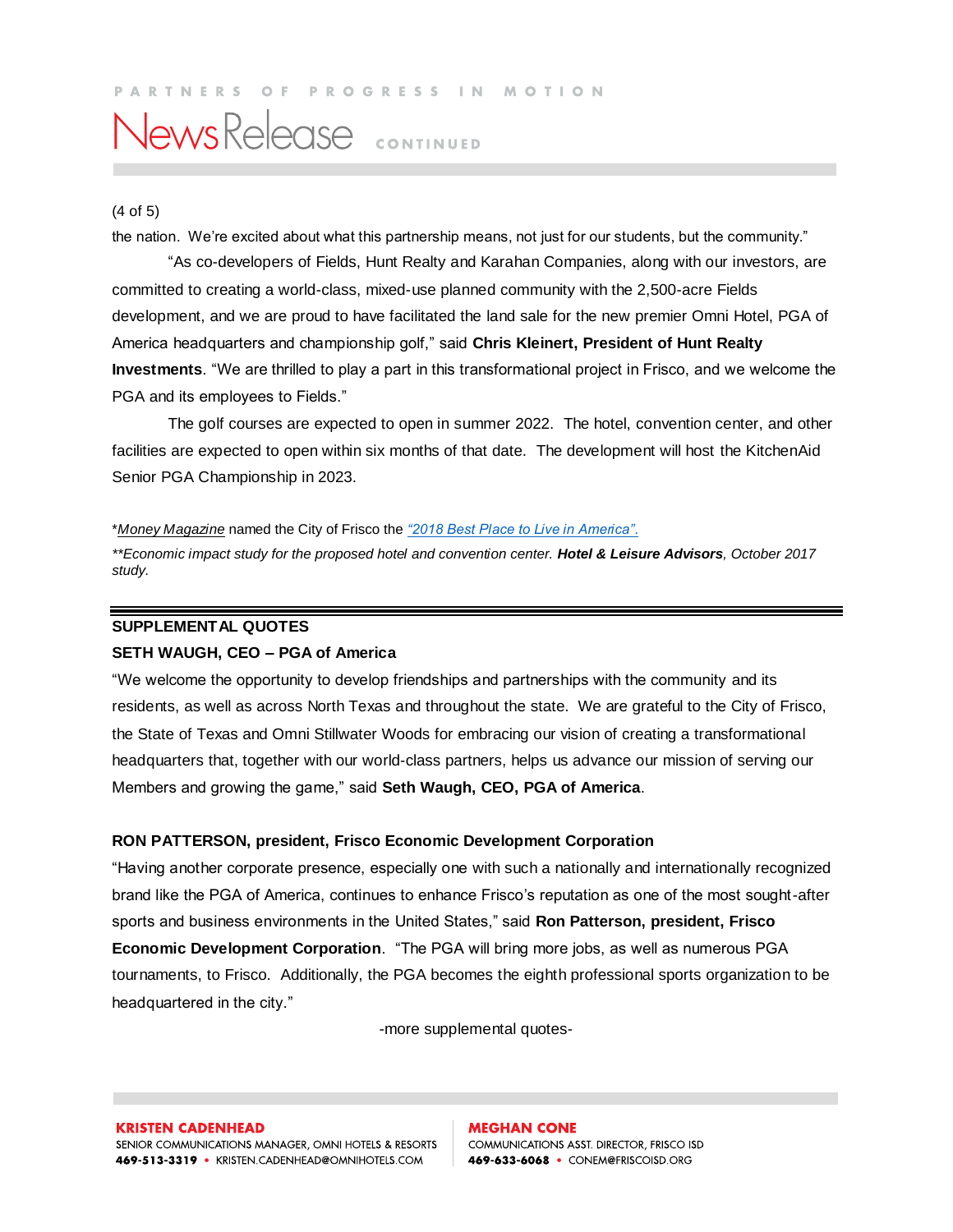the nation. We're excited about what this partnership means, not just for our students, but the community."

"As co-developers of Fields, Hunt Realty and Karahan Companies, along with our investors, are committed to creating a world-class, mixed-use planned community with the 2,500-acre Fields development, and we are proud to have facilitated the land sale for the new premier Omni Hotel, PGA of America headquarters and championship golf," said **Chris Kleinert, President of Hunt Realty Investments**. "We are thrilled to play a part in this transformational project in Frisco, and we welcome the PGA and its employees to Fields."

The golf courses are expected to open in summer 2022. The hotel, convention center, and other facilities are expected to open within six months of that date. The development will host the KitchenAid Senior PGA Championship in 2023.

**Money Magazine* named the City of Frisco the *"2018 Best Place to Live in America".*

*\*\*Economic impact study for the proposed hotel and convention center.* ***Hotel & Leisure Advisors****, October 2017 study.*

---

**SUPPLEMENTAL QUOTES**

**SETH WAUGH, CEO – PGA of America**

"We welcome the opportunity to develop friendships and partnerships with the community and its residents, as well as across North Texas and throughout the state. We are grateful to the City of Frisco, the State of Texas and Omni Stillwater Woods for embracing our vision of creating a transformational headquarters that, together with our world-class partners, helps us advance our mission of serving our Members and growing the game," said **Seth Waugh, CEO, PGA of America**.

**RON PATTERSON, president, Frisco Economic Development Corporation**

"Having another corporate presence, especially one with such a nationally and internationally recognized brand like the PGA of America, continues to enhance Frisco's reputation as one of the most sought-after sports and business environments in the United States," said **Ron Patterson, president, Frisco Economic Development Corporation**. "The PGA will bring more jobs, as well as numerous PGA tournaments, to Frisco. Additionally, the PGA becomes the eighth professional sports organization to be headquartered in the city."

-more supplemental quotes-

**KRISTEN CADENHEAD**
SENIOR COMMUNICATIONS MANAGER, OMNI HOTELS & RESORTS
**469-513-3319** • KRISTEN.CADENHEAD@OMNIHOTELS.COM

**MEGHAN CONE**
COMMUNICATIONS ASST. DIRECTOR, FRISCO ISD
**469-633-6068** • CONEM@FRISCOISD.ORG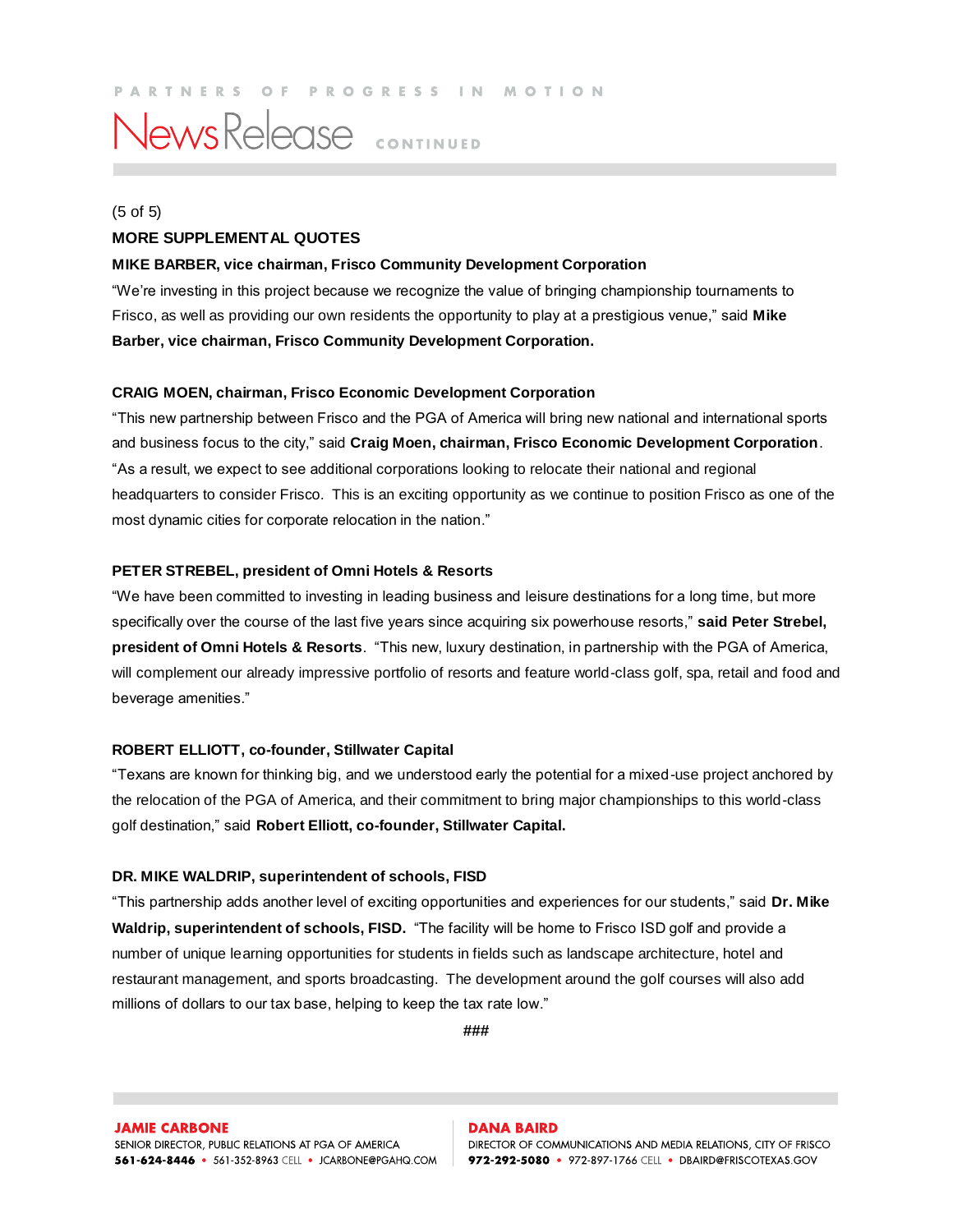## MORE SUPPLEMENTAL QUOTES

**MIKE BARBER, vice chairman, Frisco Community Development Corporation**

"We're investing in this project because we recognize the value of bringing championship tournaments to Frisco, as well as providing our own residents the opportunity to play at a prestigious venue," said **Mike Barber, vice chairman, Frisco Community Development Corporation.**

**CRAIG MOEN, chairman, Frisco Economic Development Corporation**

"This new partnership between Frisco and the PGA of America will bring new national and international sports and business focus to the city," said **Craig Moen, chairman, Frisco Economic Development Corporation**. "As a result, we expect to see additional corporations looking to relocate their national and regional headquarters to consider Frisco. This is an exciting opportunity as we continue to position Frisco as one of the most dynamic cities for corporate relocation in the nation."

**PETER STREBEL, president of Omni Hotels & Resorts**

"We have been committed to investing in leading business and leisure destinations for a long time, but more specifically over the course of the last five years since acquiring six powerhouse resorts," **said Peter Strebel, president of Omni Hotels & Resorts**. "This new, luxury destination, in partnership with the PGA of America, will complement our already impressive portfolio of resorts and feature world-class golf, spa, retail and food and beverage amenities."

**ROBERT ELLIOTT, co-founder, Stillwater Capital**

"Texans are known for thinking big, and we understood early the potential for a mixed-use project anchored by the relocation of the PGA of America, and their commitment to bring major championships to this world-class golf destination," said **Robert Elliott, co-founder, Stillwater Capital.**

**DR. MIKE WALDRIP, superintendent of schools, FISD**

"This partnership adds another level of exciting opportunities and experiences for our students," said **Dr. Mike Waldrip, superintendent of schools, FISD.** "The facility will be home to Frisco ISD golf and provide a number of unique learning opportunities for students in fields such as landscape architecture, hotel and restaurant management, and sports broadcasting. The development around the golf courses will also add millions of dollars to our tax base, helping to keep the tax rate low."

###

**JAMIE CARBONE**
SENIOR DIRECTOR, PUBLIC RELATIONS AT PGA OF AMERICA
**561-624-8446** • 561-352-8963 CELL • JCARBONE@PGAHQ.COM

**DANA BAIRD**
DIRECTOR OF COMMUNICATIONS AND MEDIA RELATIONS, CITY OF FRISCO
**972-292-5080** • 972-897-1766 CELL • DBAIRD@FRISCOTEXAS.GOV